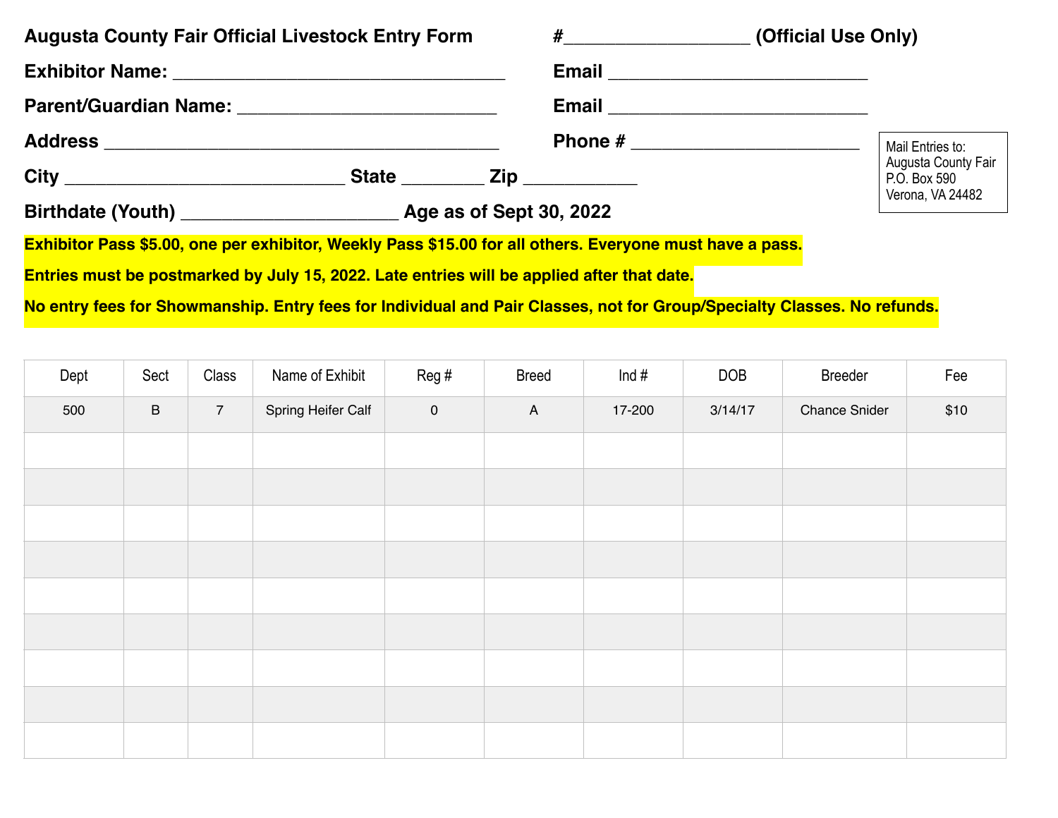**Augusta County Fair Official Livestock Entry Form** #__________________ **(Official Use Only)**

**Exhibitor Name:** _________________________________ **Email** __________________________

**Parent/Guardian Name:** __________________________ **Email** __________________________

**Address** _______________________________________ **Phone #** ________________________

**City** ____________________________ **State** ________ **Zip** ___________

**Birthdate (Youth)** ______________________ **Age as of Sept 30, 2022**

Mail Entries to:
Augusta County Fair
P.O. Box 590
Verona, VA 24482

**Exhibitor Pass $5.00, one per exhibitor, Weekly Pass $15.00 for all others. Everyone must have a pass.**

**Entries must be postmarked by July 15, 2022. Late entries will be applied after that date.**

**No entry fees for Showmanship. Entry fees for Individual and Pair Classes, not for Group/Specialty Classes. No refunds.**

| Dept | Sect | Class | Name of Exhibit | Reg # | Breed | Ind # | DOB | Breeder | Fee |
|---|---|---|---|---|---|---|---|---|---|
| 500 | B | 7 | Spring Heifer Calf | 0 | A | 17-200 | 3/14/17 | Chance Snider | $10 |
| | | | | | | | | | |
| | | | | | | | | | |
| | | | | | | | | | |
| | | | | | | | | | |
| | | | | | | | | | |
| | | | | | | | | | |
| | | | | | | | | | |
| | | | | | | | | | |
| | | | | | | | | | |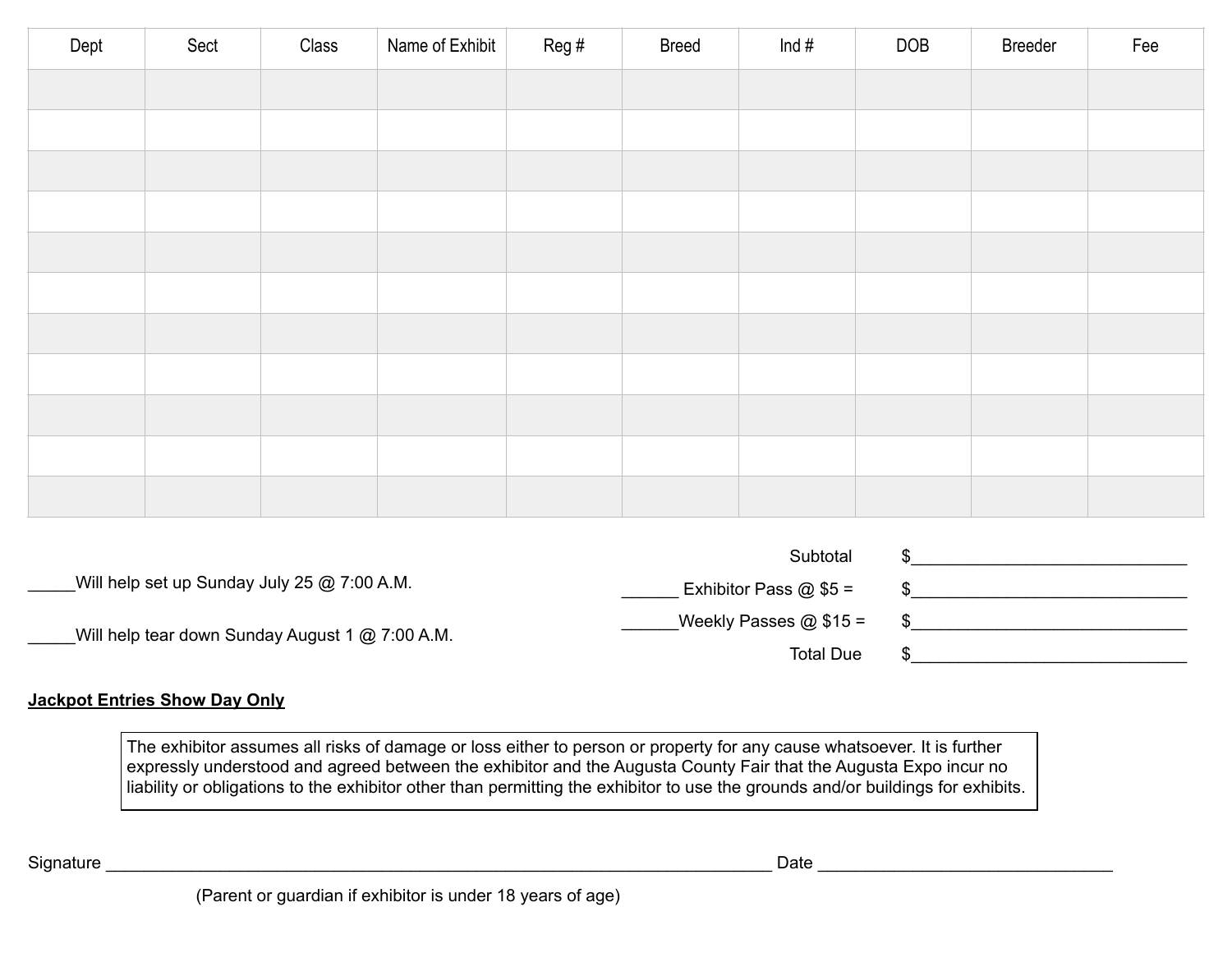| Dept | Sect | Class | Name of Exhibit | Reg # | Breed | Ind # | DOB | Breeder | Fee |
|---|---|---|---|---|---|---|---|---|---|
| | | | | | | | | | |
| | | | | | | | | | |
| | | | | | | | | | |
| | | | | | | | | | |
| | | | | | | | | | |
| | | | | | | | | | |
| | | | | | | | | | |
| | | | | | | | | | |
| | | | | | | | | | |
| | | | | | | | | | |
| | | | | | | | | | |

_____Will help set up Sunday July 25 @ 7:00 A.M.

_____Will help tear down Sunday August 1 @ 7:00 A.M.

Subtotal $______________________________

______ Exhibitor Pass @ $5 = $______________________________

______Weekly Passes @ $15 = $______________________________

Total Due $______________________________

**Jackpot Entries Show Day Only**

The exhibitor assumes all risks of damage or loss either to person or property for any cause whatsoever. It is further expressly understood and agreed between the exhibitor and the Augusta County Fair that the Augusta Expo incur no liability or obligations to the exhibitor other than permitting the exhibitor to use the grounds and/or buildings for exhibits.

Signature ___________________________________________________________________________ Date ______________________________

(Parent or guardian if exhibitor is under 18 years of age)